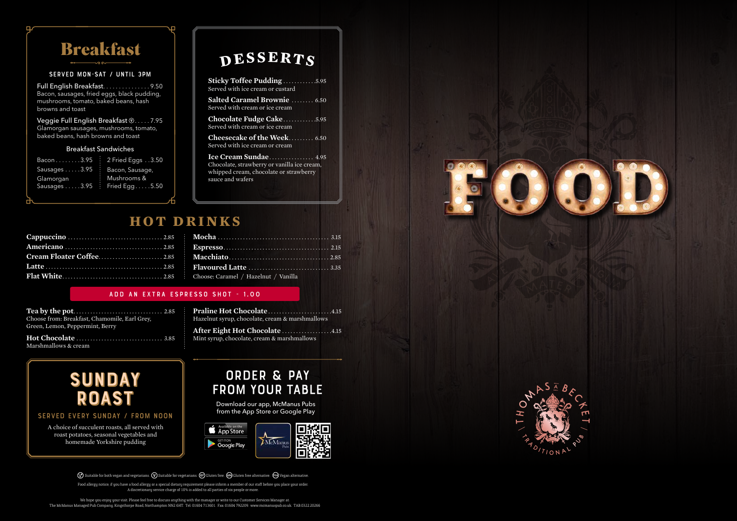# Breakfast

SERVED MON-SAT / UNTIL 3PM

**Full English Breakfast** ............... 9.50
Bacon, sausages, fried eggs, black pudding, mushrooms, tomato, baked beans, hash browns and toast

**Veggie Full English Breakfast** Ⓥ ..... 7.95
Glamorgan sausages, mushrooms, tomato, baked beans, hash browns and toast

### Breakfast Sandwiches

Bacon ........ 3.95
Sausages ..... 3.95
Glamorgan Sausages ..... 3.95
2 Fried Eggs .. 3.50
Bacon, Sausage, Mushrooms & Fried Egg ..... 5.50

# DESSERTS

**Sticky Toffee Pudding** ........... 5.95
Served with ice cream or custard

**Salted Caramel Brownie** ........ 6.50
Served with cream or ice cream

**Chocolate Fudge Cake** ........... 5.95
Served with cream or ice cream

**Cheesecake of the Week** ......... 6.50
Served with ice cream or cream

**Ice Cream Sundae** ............... 4.95
Chocolate, strawberry or vanilla ice cream, whipped cream, chocolate or strawberry sauce and wafers

# HOT DRINKS

**Cappuccino** ................ 2.85
**Americano** ................ 2.85
**Cream Floater Coffee** ................ 2.85
**Latte** ................ 2.85
**Flat White** ................ 2.85
**Mocha** ................ 3.15
**Espresso** ................ 2.15
**Macchiato** ................ 2.85
**Flavoured Latte** ................ 3.35
Choose: Caramel / Hazelnut / Vanilla

ADD AN EXTRA ESPRESSO SHOT - 1.00

**Tea by the pot** ................ 2.85
Choose from: Breakfast, Chamomile, Earl Grey, Green, Lemon, Peppermint, Berry

**Hot Chocolate** ................ 3.85
Marshmallows & cream

**Praline Hot Chocolate** ................ 4.15
Hazelnut syrup, chocolate, cream & marshmallows

**After Eight Hot Chocolate** ................ 4.15
Mint syrup, chocolate, cream & marshmallows

# SUNDAY ROAST

SERVED EVERY SUNDAY / FROM NOON

A choice of succulent roasts, all served with roast potatoes, seasonal vegetables and homemade Yorkshire pudding

# ORDER & PAY FROM YOUR TABLE

Download our app, McManus Pubs from the App Store or Google Play

Available on the App Store | GET IT ON Google Play | McManus Pubs

# FOOD

THOMAS Á BECKET / TRADITIONAL PUB

Ⓥ Suitable for both vegan and vegetarians. Ⓥ Suitable for vegetarians. GF Gluten free. GFA Gluten free alternative. VGA Vegan alternative.

Food allergy notice: if you have a food allergy or a special dietary requirement please inform a member of our staff before you place your order. A discretionary service charge of 10% is added to all parties of six people or more.

We hope you enjoy your visit. Please feel free to discuss anything with the manager or write to our Customer Services Manager at: The McManus Managed Pub Company, Kingsthorpe Road, Northampton NN2 6HT. Tel: 01604 713601. Fax: 01604 792209. www.mcmanuspub.co.uk. TAB.0322.20266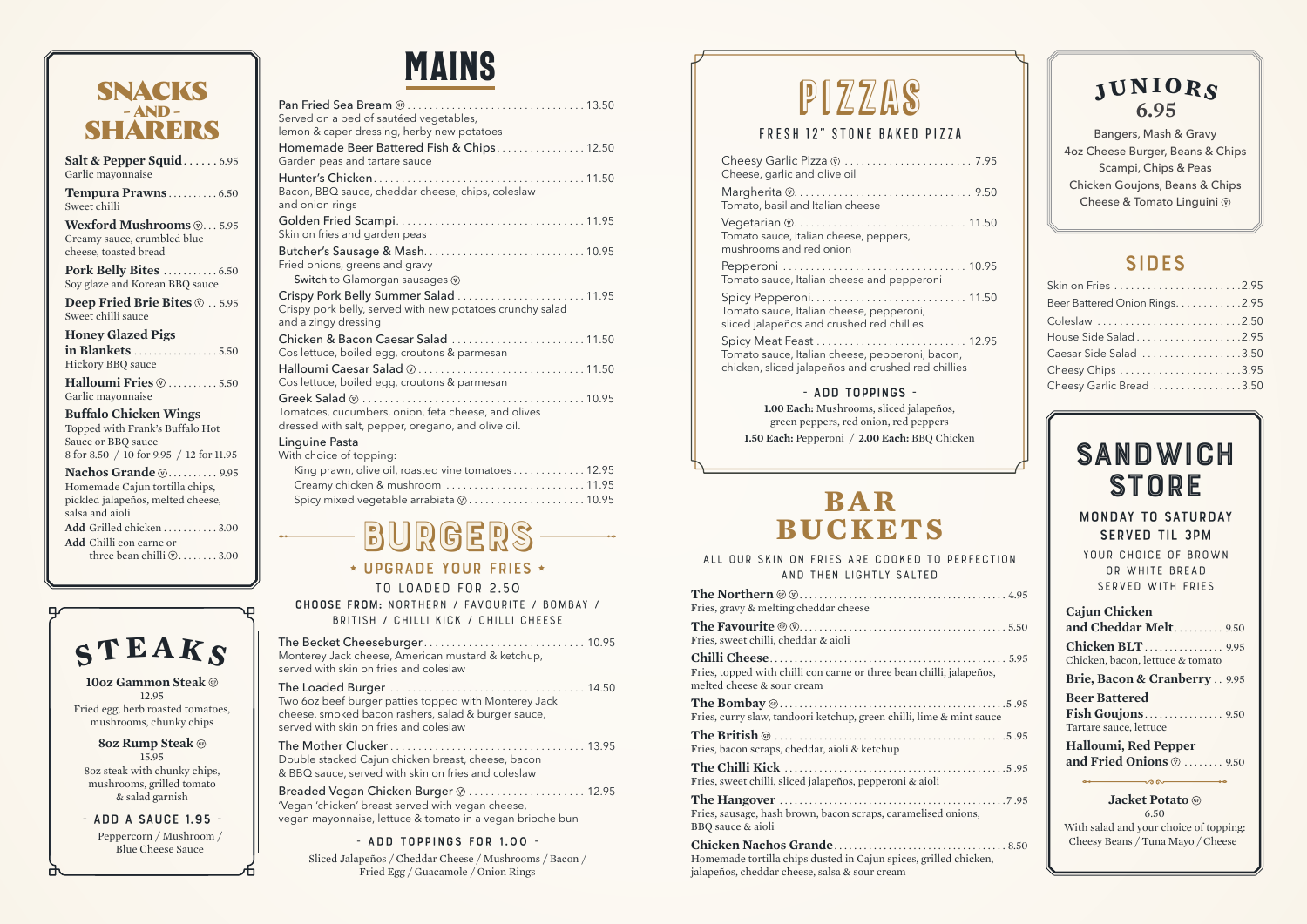# SNACKS - AND - SHARERS

**Salt & Pepper Squid** ...... 6.95
Garlic mayonnaise

**Tempura Prawns** .......... 6.50
Sweet chilli

**Wexford Mushrooms** ⓥ... 5.95
Creamy sauce, crumbled blue cheese, toasted bread

**Pork Belly Bites** ........... 6.50
Soy glaze and Korean BBQ sauce

**Deep Fried Brie Bites** ⓥ .. 5.95
Sweet chilli sauce

**Honey Glazed Pigs in Blankets** ................. 5.50
Hickory BBQ sauce

**Halloumi Fries** ⓥ .......... 5.50
Garlic mayonnaise

**Buffalo Chicken Wings**
Topped with Frank's Buffalo Hot Sauce or BBQ sauce
8 for 8.50 / 10 for 9.95 / 12 for 11.95

**Nachos Grande** ⓥ.......... 9.95
Homemade Cajun tortilla chips, pickled jalapeños, melted cheese, salsa and aioli
**Add** Grilled chicken ........... 3.00
**Add** Chilli con carne or three bean chilli ⓥ........ 3.00

# STEAKS

**10oz Gammon Steak** ⓖ
12.95
Fried egg, herb roasted tomatoes, mushrooms, chunky chips

**8oz Rump Steak** ⓖ
15.95
8oz steak with chunky chips, mushrooms, grilled tomato & salad garnish

- ADD A SAUCE 1.95 -
Peppercorn / Mushroom / Blue Cheese Sauce

# MAINS

Pan Fried Sea Bream ⓖ ................................ 13.50
Served on a bed of sautéed vegetables, lemon & caper dressing, herby new potatoes

Homemade Beer Battered Fish & Chips ................ 12.50
Garden peas and tartare sauce

Hunter's Chicken ........................................ 11.50
Bacon, BBQ sauce, cheddar cheese, chips, coleslaw and onion rings

Golden Fried Scampi ..................................... 11.95
Skin on fries and garden peas

Butcher's Sausage & Mash ............................. 10.95
Fried onions, greens and gravy
Switch to Glamorgan sausages ⓥ

Crispy Pork Belly Summer Salad ....................... 11.95
Crispy pork belly, served with new potatoes crunchy salad and a zingy dressing

Chicken & Bacon Caesar Salad ......................... 11.50
Cos lettuce, boiled egg, croutons & parmesan

Halloumi Caesar Salad ⓥ ............................... 11.50
Cos lettuce, boiled egg, croutons & parmesan

Greek Salad ⓥ ........................................... 10.95
Tomatoes, cucumbers, onion, feta cheese, and olives dressed with salt, pepper, oregano, and olive oil.

Linguine Pasta
With choice of topping:
King prawn, olive oil, roasted vine tomatoes ............. 12.95
Creamy chicken & mushroom ......................... 11.95
Spicy mixed vegetable arrabiata ⓥ..................... 10.95

# BURGERS

★ UPGRADE YOUR FRIES ★
TO LOADED FOR 2.50
**CHOOSE FROM:** NORTHERN / FAVOURITE / BOMBAY / BRITISH / CHILLI KICK / CHILLI CHEESE

The Becket Cheeseburger ................................ 10.95
Monterey Jack cheese, American mustard & ketchup, served with skin on fries and coleslaw

The Loaded Burger ...................................... 14.50
Two 6oz beef burger patties topped with Monterey Jack cheese, smoked bacon rashers, salad & burger sauce, served with skin on fries and coleslaw

The Mother Clucker ...................................... 13.95
Double stacked Cajun chicken breast, cheese, bacon & BBQ sauce, served with skin on fries and coleslaw

Breaded Vegan Chicken Burger ⓥ ..................... 12.95
'Vegan 'chicken' breast served with vegan cheese, vegan mayonnaise, lettuce & tomato in a vegan brioche bun

- ADD TOPPINGS FOR 1.00 -
Sliced Jalapeños / Cheddar Cheese / Mushrooms / Bacon / Fried Egg / Guacamole / Onion Rings

# PIZZAS

FRESH 12" STONE BAKED PIZZA

Cheesy Garlic Pizza ⓥ ........................ 7.95
Cheese, garlic and olive oil

Margherita ⓥ................................ 9.50
Tomato, basil and Italian cheese

Vegetarian ⓥ................................ 11.50
Tomato sauce, Italian cheese, peppers, mushrooms and red onion

Pepperoni .................................. 10.95
Tomato sauce, Italian cheese and pepperoni

Spicy Pepperoni............................ 11.50
Tomato sauce, Italian cheese, pepperoni, sliced jalapeños and crushed red chillies

Spicy Meat Feast .......................... 12.95
Tomato sauce, Italian cheese, pepperoni, bacon, chicken, sliced jalapeños and crushed red chillies

- ADD TOPPINGS -
**1.00 Each:** Mushrooms, sliced jalapeños, green peppers, red onion, red peppers
**1.50 Each:** Pepperoni / **2.00 Each:** BBQ Chicken

# BAR BUCKETS

ALL OUR SKIN ON FRIES ARE COOKED TO PERFECTION AND THEN LIGHTLY SALTED

**The Northern** ⓖ ⓥ.......................................... 4.95
Fries, gravy & melting cheddar cheese

**The Favourite** ⓖ ⓥ......................................... 5.50
Fries, sweet chilli, cheddar & aioli

**Chilli Cheese**............................................... 5.95
Fries, topped with chilli con carne or three bean chilli, jalapeños, melted cheese & sour cream

**The Bombay** ⓖ.............................................5 .95
Fries, curry slaw, tandoori ketchup, green chilli, lime & mint sauce

**The British** ⓖ ..............................................5 .95
Fries, bacon scraps, cheddar, aioli & ketchup

**The Chilli Kick** ............................................5 .95
Fries, sweet chilli, sliced jalapeños, pepperoni & aioli

**The Hangover** .............................................7 .95
Fries, sausage, hash brown, bacon scraps, caramelised onions, BBQ sauce & aioli

**Chicken Nachos Grande**.................................. 8.50
Homemade tortilla chips dusted in Cajun spices, grilled chicken, jalapeños, cheddar cheese, salsa & sour cream

# JUNIORS

**6.95**

Bangers, Mash & Gravy
4oz Cheese Burger, Beans & Chips
Scampi, Chips & Peas
Chicken Goujons, Beans & Chips
Cheese & Tomato Linguini ⓥ

# SIDES

Skin on Fries ........................2.95
Beer Battered Onion Rings............2.95
Coleslaw ..............................2.50
House Side Salad ....................2.95
Caesar Side Salad ...................3.50
Cheesy Chips ........................3.95
Cheesy Garlic Bread .................3.50

# SANDWICH STORE

MONDAY TO SATURDAY
SERVED TIL 3PM

YOUR CHOICE OF BROWN OR WHITE BREAD SERVED WITH FRIES

**Cajun Chicken and Cheddar Melt**.......... 9.50

**Chicken BLT**................ 9.95
Chicken, bacon, lettuce & tomato

**Brie, Bacon & Cranberry** .. 9.95

**Beer Battered Fish Goujons**................ 9.50
Tartare sauce, lettuce

**Halloumi, Red Pepper and Fried Onions** ⓥ ........ 9.50

**Jacket Potato** ⓖ
6.50
With salad and your choice of topping:
Cheesy Beans / Tuna Mayo / Cheese